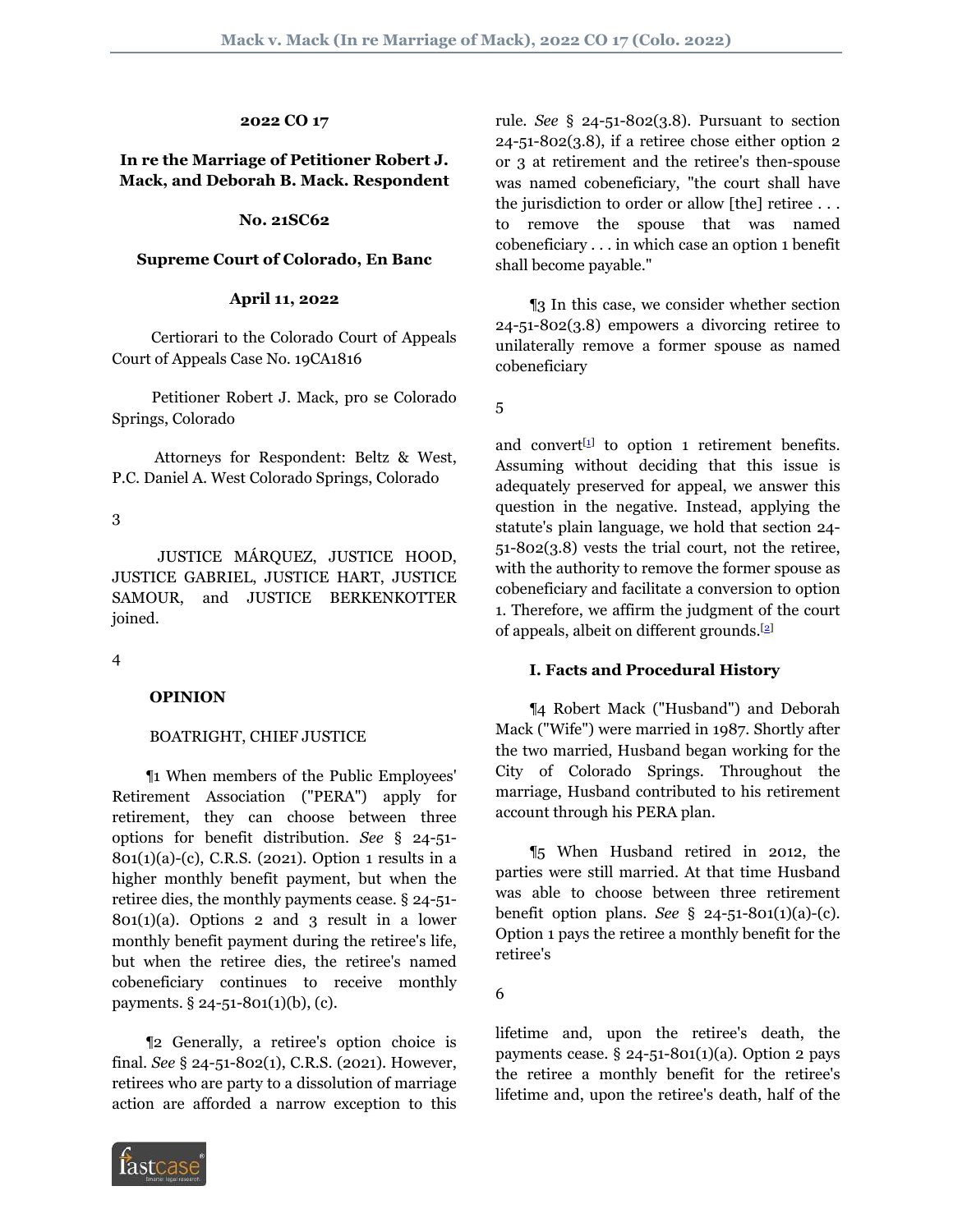**2022 CO 17**

**In re the Marriage of Petitioner Robert J. Mack, and Deborah B. Mack. Respondent**

**No. 21SC62**

**Supreme Court of Colorado, En Banc**

**April 11, 2022**

Certiorari to the Colorado Court of Appeals Court of Appeals Case No. 19CA1816

Petitioner Robert J. Mack, pro se Colorado Springs, Colorado

Attorneys for Respondent: Beltz & West, P.C. Daniel A. West Colorado Springs, Colorado

JUSTICE MÁRQUEZ, JUSTICE HOOD, JUSTICE GABRIEL, JUSTICE HART, JUSTICE SAMOUR, and JUSTICE BERKENKOTTER joined.

**OPINION**

BOATRIGHT, CHIEF JUSTICE

¶1 When members of the Public Employees' Retirement Association ("PERA") apply for retirement, they can choose between three options for benefit distribution. *See* § 24-51-801(1)(a)-(c), C.R.S. (2021). Option 1 results in a higher monthly benefit payment, but when the retiree dies, the monthly payments cease. § 24-51-801(1)(a). Options 2 and 3 result in a lower monthly benefit payment during the retiree's life, but when the retiree dies, the retiree's named cobeneficiary continues to receive monthly payments. § 24-51-801(1)(b), (c).

¶2 Generally, a retiree's option choice is final. *See* § 24-51-802(1), C.R.S. (2021). However, retirees who are party to a dissolution of marriage action are afforded a narrow exception to this rule. *See* § 24-51-802(3.8). Pursuant to section 24-51-802(3.8), if a retiree chose either option 2 or 3 at retirement and the retiree's then-spouse was named cobeneficiary, "the court shall have the jurisdiction to order or allow [the] retiree . . . to remove the spouse that was named cobeneficiary . . . in which case an option 1 benefit shall become payable."

¶3 In this case, we consider whether section 24-51-802(3.8) empowers a divorcing retiree to unilaterally remove a former spouse as named cobeneficiary and convert[1] to option 1 retirement benefits. Assuming without deciding that this issue is adequately preserved for appeal, we answer this question in the negative. Instead, applying the statute's plain language, we hold that section 24-51-802(3.8) vests the trial court, not the retiree, with the authority to remove the former spouse as cobeneficiary and facilitate a conversion to option 1. Therefore, we affirm the judgment of the court of appeals, albeit on different grounds.[2]

**I. Facts and Procedural History**

¶4 Robert Mack ("Husband") and Deborah Mack ("Wife") were married in 1987. Shortly after the two married, Husband began working for the City of Colorado Springs. Throughout the marriage, Husband contributed to his retirement account through his PERA plan.

¶5 When Husband retired in 2012, the parties were still married. At that time Husband was able to choose between three retirement benefit option plans. *See* § 24-51-801(1)(a)-(c). Option 1 pays the retiree a monthly benefit for the retiree's lifetime and, upon the retiree's death, the payments cease. § 24-51-801(1)(a). Option 2 pays the retiree a monthly benefit for the retiree's lifetime and, upon the retiree's death, half of the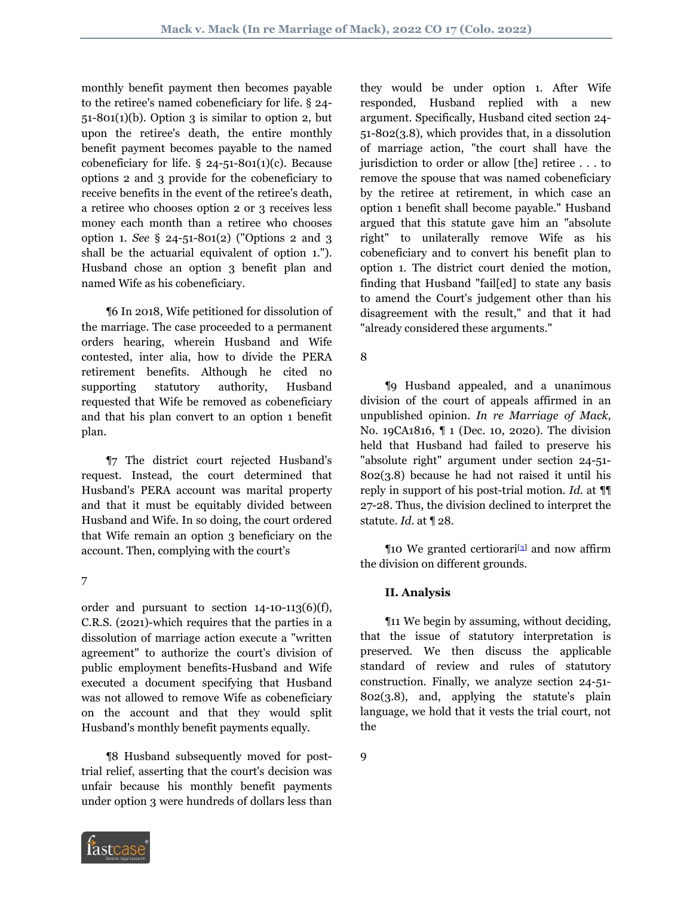monthly benefit payment then becomes payable to the retiree's named cobeneficiary for life. § 24-51-801(1)(b). Option 3 is similar to option 2, but upon the retiree's death, the entire monthly benefit payment becomes payable to the named cobeneficiary for life. § 24-51-801(1)(c). Because options 2 and 3 provide for the cobeneficiary to receive benefits in the event of the retiree's death, a retiree who chooses option 2 or 3 receives less money each month than a retiree who chooses option 1. *See* § 24-51-801(2) ("Options 2 and 3 shall be the actuarial equivalent of option 1."). Husband chose an option 3 benefit plan and named Wife as his cobeneficiary.

¶6 In 2018, Wife petitioned for dissolution of the marriage. The case proceeded to a permanent orders hearing, wherein Husband and Wife contested, inter alia, how to divide the PERA retirement benefits. Although he cited no supporting statutory authority, Husband requested that Wife be removed as cobeneficiary and that his plan convert to an option 1 benefit plan.

¶7 The district court rejected Husband's request. Instead, the court determined that Husband's PERA account was marital property and that it must be equitably divided between Husband and Wife. In so doing, the court ordered that Wife remain an option 3 beneficiary on the account. Then, complying with the court's order and pursuant to section 14-10-113(6)(f), C.R.S. (2021)-which requires that the parties in a dissolution of marriage action execute a "written agreement" to authorize the court's division of public employment benefits-Husband and Wife executed a document specifying that Husband was not allowed to remove Wife as cobeneficiary on the account and that they would split Husband's monthly benefit payments equally.

¶8 Husband subsequently moved for post-trial relief, asserting that the court's decision was unfair because his monthly benefit payments under option 3 were hundreds of dollars less than they would be under option 1. After Wife responded, Husband replied with a new argument. Specifically, Husband cited section 24-51-802(3.8), which provides that, in a dissolution of marriage action, "the court shall have the jurisdiction to order or allow [the] retiree . . . to remove the spouse that was named cobeneficiary by the retiree at retirement, in which case an option 1 benefit shall become payable." Husband argued that this statute gave him an "absolute right" to unilaterally remove Wife as his cobeneficiary and to convert his benefit plan to option 1. The district court denied the motion, finding that Husband "fail[ed] to state any basis to amend the Court's judgement other than his disagreement with the result," and that it had "already considered these arguments."

¶9 Husband appealed, and a unanimous division of the court of appeals affirmed in an unpublished opinion. *In re Marriage of Mack*, No. 19CA1816, ¶ 1 (Dec. 10, 2020). The division held that Husband had failed to preserve his "absolute right" argument under section 24-51-802(3.8) because he had not raised it until his reply in support of his post-trial motion. *Id.* at ¶¶ 27-28. Thus, the division declined to interpret the statute. *Id.* at ¶ 28.

¶10 We granted certiorari[3] and now affirm the division on different grounds.

## II. Analysis

¶11 We begin by assuming, without deciding, that the issue of statutory interpretation is preserved. We then discuss the applicable standard of review and rules of statutory construction. Finally, we analyze section 24-51-802(3.8), and, applying the statute's plain language, we hold that it vests the trial court, not the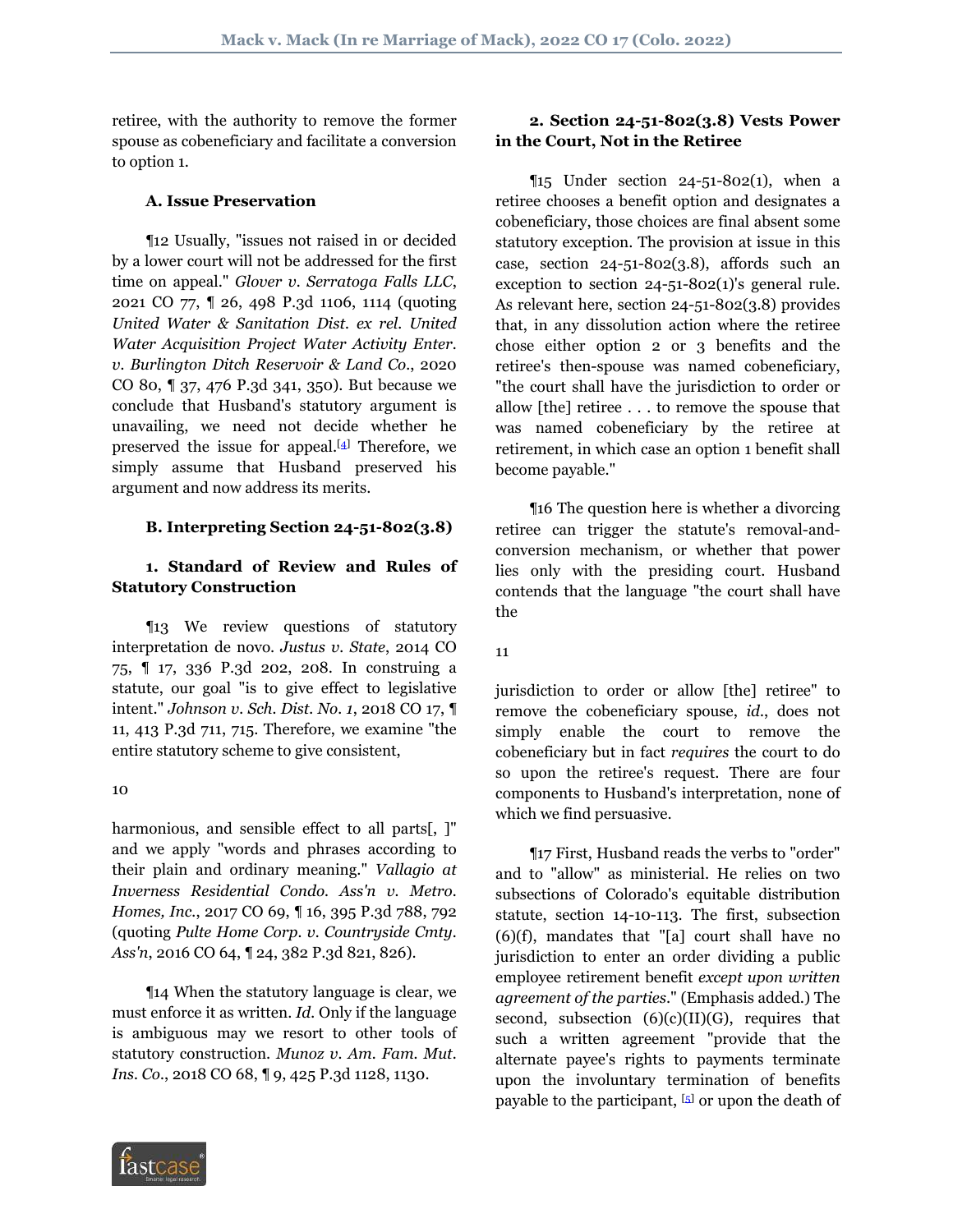retiree, with the authority to remove the former spouse as cobeneficiary and facilitate a conversion to option 1.

### A. Issue Preservation

¶12 Usually, "issues not raised in or decided by a lower court will not be addressed for the first time on appeal." *Glover v. Serratoga Falls LLC*, 2021 CO 77, ¶ 26, 498 P.3d 1106, 1114 (quoting *United Water & Sanitation Dist. ex rel. United Water Acquisition Project Water Activity Enter. v. Burlington Ditch Reservoir & Land Co.*, 2020 CO 80, ¶ 37, 476 P.3d 341, 350). But because we conclude that Husband's statutory argument is unavailing, we need not decide whether he preserved the issue for appeal.[4] Therefore, we simply assume that Husband preserved his argument and now address its merits.

### B. Interpreting Section 24-51-802(3.8)

#### 1. Standard of Review and Rules of Statutory Construction

¶13 We review questions of statutory interpretation de novo. *Justus v. State*, 2014 CO 75, ¶ 17, 336 P.3d 202, 208. In construing a statute, our goal "is to give effect to legislative intent." *Johnson v. Sch. Dist. No. 1*, 2018 CO 17, ¶ 11, 413 P.3d 711, 715. Therefore, we examine "the entire statutory scheme to give consistent, harmonious, and sensible effect to all parts[, ]" and we apply "words and phrases according to their plain and ordinary meaning." *Vallagio at Inverness Residential Condo. Ass'n v. Metro. Homes, Inc.*, 2017 CO 69, ¶ 16, 395 P.3d 788, 792 (quoting *Pulte Home Corp. v. Countryside Cmty. Ass'n*, 2016 CO 64, ¶ 24, 382 P.3d 821, 826).

¶14 When the statutory language is clear, we must enforce it as written. *Id.* Only if the language is ambiguous may we resort to other tools of statutory construction. *Munoz v. Am. Fam. Mut. Ins. Co.*, 2018 CO 68, ¶ 9, 425 P.3d 1128, 1130.

#### 2. Section 24-51-802(3.8) Vests Power in the Court, Not in the Retiree

¶15 Under section 24-51-802(1), when a retiree chooses a benefit option and designates a cobeneficiary, those choices are final absent some statutory exception. The provision at issue in this case, section 24-51-802(3.8), affords such an exception to section 24-51-802(1)'s general rule. As relevant here, section 24-51-802(3.8) provides that, in any dissolution action where the retiree chose either option 2 or 3 benefits and the retiree's then-spouse was named cobeneficiary, "the court shall have the jurisdiction to order or allow [the] retiree . . . to remove the spouse that was named cobeneficiary by the retiree at retirement, in which case an option 1 benefit shall become payable."

¶16 The question here is whether a divorcing retiree can trigger the statute's removal-and-conversion mechanism, or whether that power lies only with the presiding court. Husband contends that the language "the court shall have the jurisdiction to order or allow [the] retiree" to remove the cobeneficiary spouse, *id.*, does not simply enable the court to remove the cobeneficiary but in fact *requires* the court to do so upon the retiree's request. There are four components to Husband's interpretation, none of which we find persuasive.

¶17 First, Husband reads the verbs to "order" and to "allow" as ministerial. He relies on two subsections of Colorado's equitable distribution statute, section 14-10-113. The first, subsection (6)(f), mandates that "[a] court shall have no jurisdiction to enter an order dividing a public employee retirement benefit *except upon written agreement of the parties*." (Emphasis added.) The second, subsection (6)(c)(II)(G), requires that such a written agreement "provide that the alternate payee's rights to payments terminate upon the involuntary termination of benefits payable to the participant, [5] or upon the death of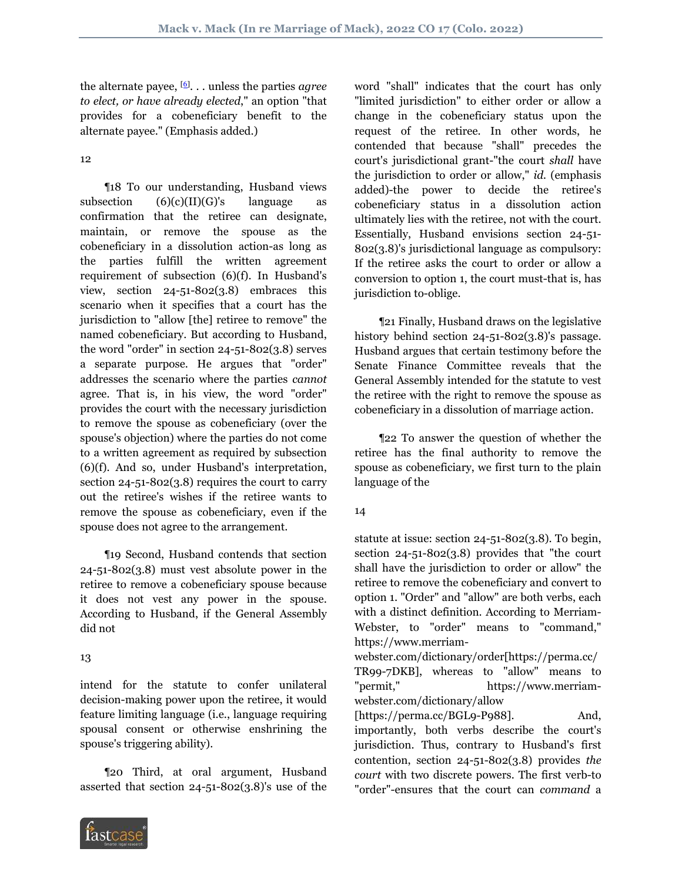the alternate payee, [6]. . . unless the parties *agree to elect, or have already elected*," an option "that provides for a cobeneficiary benefit to the alternate payee." (Emphasis added.)

12

¶18 To our understanding, Husband views subsection (6)(c)(II)(G)'s language as confirmation that the retiree can designate, maintain, or remove the spouse as the cobeneficiary in a dissolution action-as long as the parties fulfill the written agreement requirement of subsection (6)(f). In Husband's view, section 24-51-802(3.8) embraces this scenario when it specifies that a court has the jurisdiction to "allow [the] retiree to remove" the named cobeneficiary. But according to Husband, the word "order" in section 24-51-802(3.8) serves a separate purpose. He argues that "order" addresses the scenario where the parties *cannot* agree. That is, in his view, the word "order" provides the court with the necessary jurisdiction to remove the spouse as cobeneficiary (over the spouse's objection) where the parties do not come to a written agreement as required by subsection (6)(f). And so, under Husband's interpretation, section 24-51-802(3.8) requires the court to carry out the retiree's wishes if the retiree wants to remove the spouse as cobeneficiary, even if the spouse does not agree to the arrangement.

¶19 Second, Husband contends that section 24-51-802(3.8) must vest absolute power in the retiree to remove a cobeneficiary spouse because it does not vest any power in the spouse. According to Husband, if the General Assembly did not

13

intend for the statute to confer unilateral decision-making power upon the retiree, it would feature limiting language (i.e., language requiring spousal consent or otherwise enshrining the spouse's triggering ability).

¶20 Third, at oral argument, Husband asserted that section 24-51-802(3.8)'s use of the word "shall" indicates that the court has only "limited jurisdiction" to either order or allow a change in the cobeneficiary status upon the request of the retiree. In other words, he contended that because "shall" precedes the court's jurisdictional grant-"the court *shall* have the jurisdiction to order or allow," *id.* (emphasis added)-the power to decide the retiree's cobeneficiary status in a dissolution action ultimately lies with the retiree, not with the court. Essentially, Husband envisions section 24-51-802(3.8)'s jurisdictional language as compulsory: If the retiree asks the court to order or allow a conversion to option 1, the court must-that is, has jurisdiction to-oblige.

¶21 Finally, Husband draws on the legislative history behind section 24-51-802(3.8)'s passage. Husband argues that certain testimony before the Senate Finance Committee reveals that the General Assembly intended for the statute to vest the retiree with the right to remove the spouse as cobeneficiary in a dissolution of marriage action.

¶22 To answer the question of whether the retiree has the final authority to remove the spouse as cobeneficiary, we first turn to the plain language of the

14

statute at issue: section 24-51-802(3.8). To begin, section 24-51-802(3.8) provides that "the court shall have the jurisdiction to order or allow" the retiree to remove the cobeneficiary and convert to option 1. "Order" and "allow" are both verbs, each with a distinct definition. According to Merriam-Webster, to "order" means to "command," https://www.merriam-webster.com/dictionary/order[https://perma.cc/TR99-7DKB], whereas to "allow" means to "permit," https://www.merriam-webster.com/dictionary/allow [https://perma.cc/BGL9-P988]. And, importantly, both verbs describe the court's jurisdiction. Thus, contrary to Husband's first contention, section 24-51-802(3.8) provides *the court* with two discrete powers. The first verb-to "order"-ensures that the court can *command* a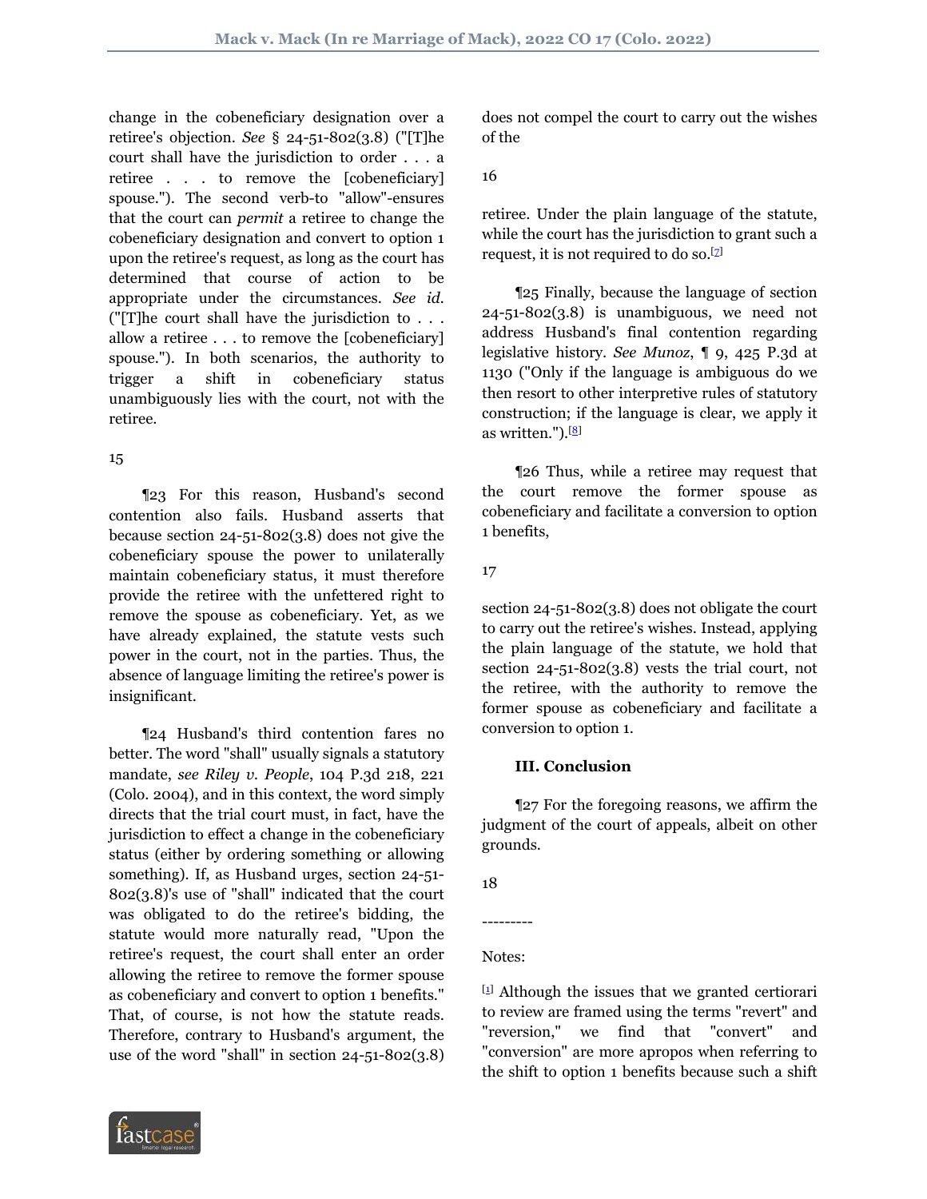change in the cobeneficiary designation over a retiree's objection. *See* § 24-51-802(3.8) ("[T]he court shall have the jurisdiction to order . . . a retiree . . . to remove the [cobeneficiary] spouse."). The second verb-to "allow"-ensures that the court can *permit* a retiree to change the cobeneficiary designation and convert to option 1 upon the retiree's request, as long as the court has determined that course of action to be appropriate under the circumstances. *See id.* ("[T]he court shall have the jurisdiction to . . . allow a retiree . . . to remove the [cobeneficiary] spouse."). In both scenarios, the authority to trigger a shift in cobeneficiary status unambiguously lies with the court, not with the retiree.

¶23 For this reason, Husband's second contention also fails. Husband asserts that because section 24-51-802(3.8) does not give the cobeneficiary spouse the power to unilaterally maintain cobeneficiary status, it must therefore provide the retiree with the unfettered right to remove the spouse as cobeneficiary. Yet, as we have already explained, the statute vests such power in the court, not in the parties. Thus, the absence of language limiting the retiree's power is insignificant.

¶24 Husband's third contention fares no better. The word "shall" usually signals a statutory mandate, *see Riley v. People*, 104 P.3d 218, 221 (Colo. 2004), and in this context, the word simply directs that the trial court must, in fact, have the jurisdiction to effect a change in the cobeneficiary status (either by ordering something or allowing something). If, as Husband urges, section 24-51-802(3.8)'s use of "shall" indicated that the court was obligated to do the retiree's bidding, the statute would more naturally read, "Upon the retiree's request, the court shall enter an order allowing the retiree to remove the former spouse as cobeneficiary and convert to option 1 benefits." That, of course, is not how the statute reads. Therefore, contrary to Husband's argument, the use of the word "shall" in section 24-51-802(3.8) does not compel the court to carry out the wishes of the retiree. Under the plain language of the statute, while the court has the jurisdiction to grant such a request, it is not required to do so.[7]

¶25 Finally, because the language of section 24-51-802(3.8) is unambiguous, we need not address Husband's final contention regarding legislative history. *See Munoz*, ¶ 9, 425 P.3d at 1130 ("Only if the language is ambiguous do we then resort to other interpretive rules of statutory construction; if the language is clear, we apply it as written.").[8]

¶26 Thus, while a retiree may request that the court remove the former spouse as cobeneficiary and facilitate a conversion to option 1 benefits, section 24-51-802(3.8) does not obligate the court to carry out the retiree's wishes. Instead, applying the plain language of the statute, we hold that section 24-51-802(3.8) vests the trial court, not the retiree, with the authority to remove the former spouse as cobeneficiary and facilitate a conversion to option 1.

### III. Conclusion

¶27 For the foregoing reasons, we affirm the judgment of the court of appeals, albeit on other grounds.

---------

Notes:

[1] Although the issues that we granted certiorari to review are framed using the terms "revert" and "reversion," we find that "convert" and "conversion" are more apropos when referring to the shift to option 1 benefits because such a shift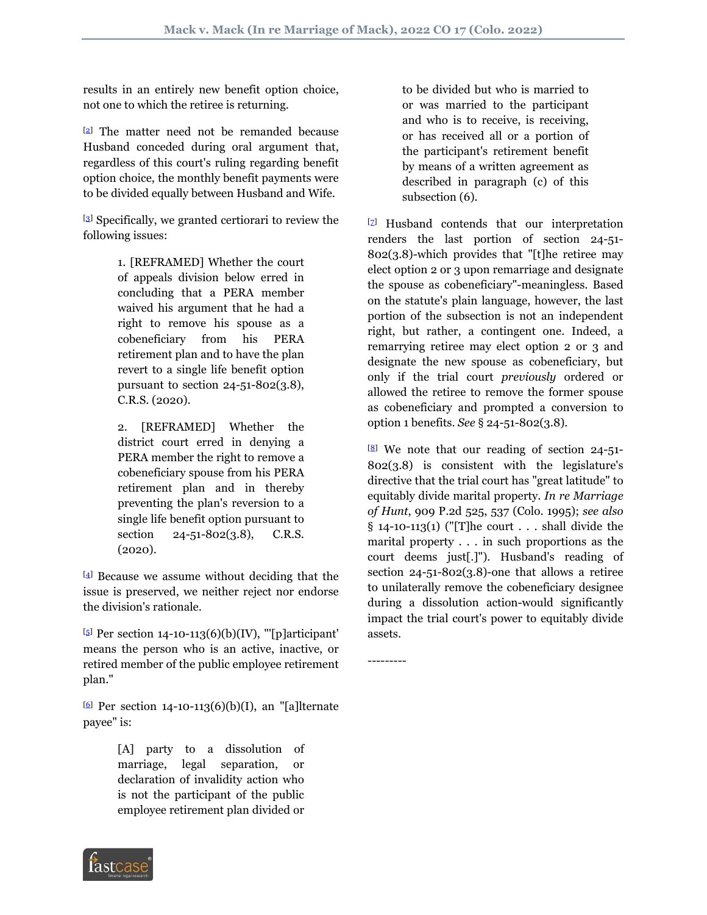results in an entirely new benefit option choice, not one to which the retiree is returning.

[2] The matter need not be remanded because Husband conceded during oral argument that, regardless of this court's ruling regarding benefit option choice, the monthly benefit payments were to be divided equally between Husband and Wife.

[3] Specifically, we granted certiorari to review the following issues:

> 1. [REFRAMED] Whether the court of appeals division below erred in concluding that a PERA member waived his argument that he had a right to remove his spouse as a cobeneficiary from his PERA retirement plan and to have the plan revert to a single life benefit option pursuant to section 24-51-802(3.8), C.R.S. (2020).
>
> 2. [REFRAMED] Whether the district court erred in denying a PERA member the right to remove a cobeneficiary spouse from his PERA retirement plan and in thereby preventing the plan's reversion to a single life benefit option pursuant to section 24-51-802(3.8), C.R.S. (2020).

[4] Because we assume without deciding that the issue is preserved, we neither reject nor endorse the division's rationale.

[5] Per section 14-10-113(6)(b)(IV), "'[p]articipant' means the person who is an active, inactive, or retired member of the public employee retirement plan."

[6] Per section 14-10-113(6)(b)(I), an "[a]lternate payee" is:

> [A] party to a dissolution of marriage, legal separation, or declaration of invalidity action who is not the participant of the public employee retirement plan divided or to be divided but who is married to or was married to the participant and who is to receive, is receiving, or has received all or a portion of the participant's retirement benefit by means of a written agreement as described in paragraph (c) of this subsection (6).

[7] Husband contends that our interpretation renders the last portion of section 24-51-802(3.8)-which provides that "[t]he retiree may elect option 2 or 3 upon remarriage and designate the spouse as cobeneficiary"-meaningless. Based on the statute's plain language, however, the last portion of the subsection is not an independent right, but rather, a contingent one. Indeed, a remarrying retiree may elect option 2 or 3 and designate the new spouse as cobeneficiary, but only if the trial court *previously* ordered or allowed the retiree to remove the former spouse as cobeneficiary and prompted a conversion to option 1 benefits. *See* § 24-51-802(3.8).

[8] We note that our reading of section 24-51-802(3.8) is consistent with the legislature's directive that the trial court has "great latitude" to equitably divide marital property. *In re Marriage of Hunt*, 909 P.2d 525, 537 (Colo. 1995); *see also* § 14-10-113(1) ("[T]he court . . . shall divide the marital property . . . in such proportions as the court deems just[.]"). Husband's reading of section 24-51-802(3.8)-one that allows a retiree to unilaterally remove the cobeneficiary designee during a dissolution action-would significantly impact the trial court's power to equitably divide assets.

---------